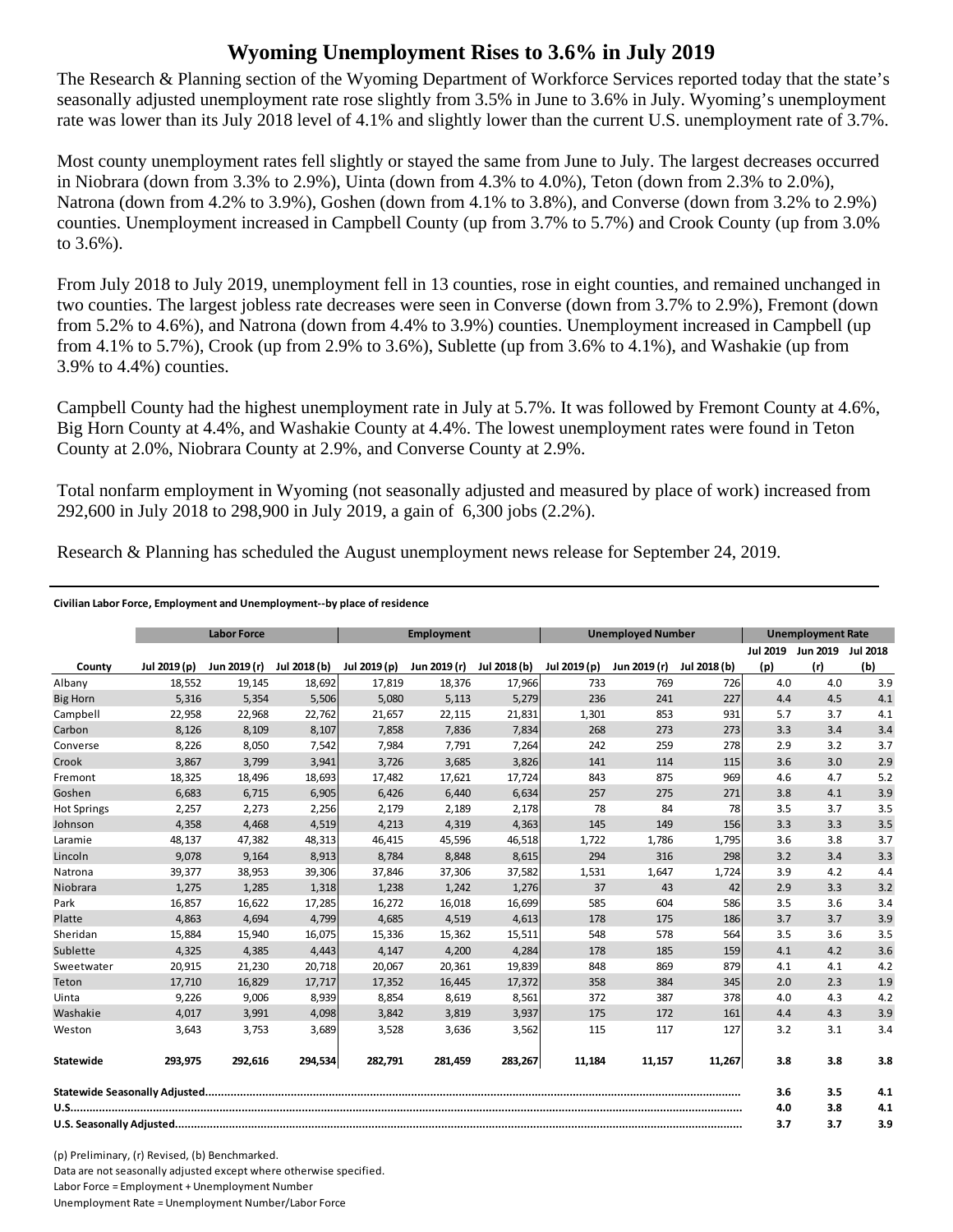# Wyoming Unemployment Rises to 3.6% in July 2019

The Research & Planning section of the Wyoming Department of Workforce Services reported today that the state's seasonally adjusted unemployment rate rose slightly from 3.5% in June to 3.6% in July. Wyoming's unemployment rate was lower than its July 2018 level of 4.1% and slightly lower than the current U.S. unemployment rate of 3.7%.

Most county unemployment rates fell slightly or stayed the same from June to July. The largest decreases occurred in Niobrara (down from 3.3% to 2.9%), Uinta (down from 4.3% to 4.0%), Teton (down from 2.3% to 2.0%), Natrona (down from 4.2% to 3.9%), Goshen (down from 4.1% to 3.8%), and Converse (down from 3.2% to 2.9%) counties. Unemployment increased in Campbell County (up from 3.7% to 5.7%) and Crook County (up from 3.0% to 3.6%).

From July 2018 to July 2019, unemployment fell in 13 counties, rose in eight counties, and remained unchanged in two counties. The largest jobless rate decreases were seen in Converse (down from 3.7% to 2.9%), Fremont (down from 5.2% to 4.6%), and Natrona (down from 4.4% to 3.9%) counties. Unemployment increased in Campbell (up from 4.1% to 5.7%), Crook (up from 2.9% to 3.6%), Sublette (up from 3.6% to 4.1%), and Washakie (up from 3.9% to 4.4%) counties.

Campbell County had the highest unemployment rate in July at 5.7%. It was followed by Fremont County at 4.6%, Big Horn County at 4.4%, and Washakie County at 4.4%. The lowest unemployment rates were found in Teton County at 2.0%, Niobrara County at 2.9%, and Converse County at 2.9%.

Total nonfarm employment in Wyoming (not seasonally adjusted and measured by place of work) increased from 292,600 in July 2018 to 298,900 in July 2019, a gain of 6,300 jobs (2.2%).

Research & Planning has scheduled the August unemployment news release for September 24, 2019.

**Civilian Labor Force, Employment and Unemployment--by place of residence**

| | Labor Force | | | Employment | | | Unemployed Number | | | Unemployment Rate | | |
|---|---|---|---|---|---|---|---|---|---|---|---|---|
| County | Jul 2019 (p) | Jun 2019 (r) | Jul 2018 (b) | Jul 2019 (p) | Jun 2019 (r) | Jul 2018 (b) | Jul 2019 (p) | Jun 2019 (r) | Jul 2018 (b) | Jul 2019 (p) | Jun 2019 (r) | Jul 2018 (b) |
| Albany | 18,552 | 19,145 | 18,692 | 17,819 | 18,376 | 17,966 | 733 | 769 | 726 | 4.0 | 4.0 | 3.9 |
| Big Horn | 5,316 | 5,354 | 5,506 | 5,080 | 5,113 | 5,279 | 236 | 241 | 227 | 4.4 | 4.5 | 4.1 |
| Campbell | 22,958 | 22,968 | 22,762 | 21,657 | 22,115 | 21,831 | 1,301 | 853 | 931 | 5.7 | 3.7 | 4.1 |
| Carbon | 8,126 | 8,109 | 8,107 | 7,858 | 7,836 | 7,834 | 268 | 273 | 273 | 3.3 | 3.4 | 3.4 |
| Converse | 8,226 | 8,050 | 7,542 | 7,984 | 7,791 | 7,264 | 242 | 259 | 278 | 2.9 | 3.2 | 3.7 |
| Crook | 3,867 | 3,799 | 3,941 | 3,726 | 3,685 | 3,826 | 141 | 114 | 115 | 3.6 | 3.0 | 2.9 |
| Fremont | 18,325 | 18,496 | 18,693 | 17,482 | 17,621 | 17,724 | 843 | 875 | 969 | 4.6 | 4.7 | 5.2 |
| Goshen | 6,683 | 6,715 | 6,905 | 6,426 | 6,440 | 6,634 | 257 | 275 | 271 | 3.8 | 4.1 | 3.9 |
| Hot Springs | 2,257 | 2,273 | 2,256 | 2,179 | 2,189 | 2,178 | 78 | 84 | 78 | 3.5 | 3.7 | 3.5 |
| Johnson | 4,358 | 4,468 | 4,519 | 4,213 | 4,319 | 4,363 | 145 | 149 | 156 | 3.3 | 3.3 | 3.5 |
| Laramie | 48,137 | 47,382 | 48,313 | 46,415 | 45,596 | 46,518 | 1,722 | 1,786 | 1,795 | 3.6 | 3.8 | 3.7 |
| Lincoln | 9,078 | 9,164 | 8,913 | 8,784 | 8,848 | 8,615 | 294 | 316 | 298 | 3.2 | 3.4 | 3.3 |
| Natrona | 39,377 | 38,953 | 39,306 | 37,846 | 37,306 | 37,582 | 1,531 | 1,647 | 1,724 | 3.9 | 4.2 | 4.4 |
| Niobrara | 1,275 | 1,285 | 1,318 | 1,238 | 1,242 | 1,276 | 37 | 43 | 42 | 2.9 | 3.3 | 3.2 |
| Park | 16,857 | 16,622 | 17,285 | 16,272 | 16,018 | 16,699 | 585 | 604 | 586 | 3.5 | 3.6 | 3.4 |
| Platte | 4,863 | 4,694 | 4,799 | 4,685 | 4,519 | 4,613 | 178 | 175 | 186 | 3.7 | 3.7 | 3.9 |
| Sheridan | 15,884 | 15,940 | 16,075 | 15,336 | 15,362 | 15,511 | 548 | 578 | 564 | 3.5 | 3.6 | 3.5 |
| Sublette | 4,325 | 4,385 | 4,443 | 4,147 | 4,200 | 4,284 | 178 | 185 | 159 | 4.1 | 4.2 | 3.6 |
| Sweetwater | 20,915 | 21,230 | 20,718 | 20,067 | 20,361 | 19,839 | 848 | 869 | 879 | 4.1 | 4.1 | 4.2 |
| Teton | 17,710 | 16,829 | 17,717 | 17,352 | 16,445 | 17,372 | 358 | 384 | 345 | 2.0 | 2.3 | 1.9 |
| Uinta | 9,226 | 9,006 | 8,939 | 8,854 | 8,619 | 8,561 | 372 | 387 | 378 | 4.0 | 4.3 | 4.2 |
| Washakie | 4,017 | 3,991 | 4,098 | 3,842 | 3,819 | 3,937 | 175 | 172 | 161 | 4.4 | 4.3 | 3.9 |
| Weston | 3,643 | 3,753 | 3,689 | 3,528 | 3,636 | 3,562 | 115 | 117 | 127 | 3.2 | 3.1 | 3.4 |
| **Statewide** | **293,975** | **292,616** | **294,534** | **282,791** | **281,459** | **283,267** | **11,184** | **11,157** | **11,267** | **3.8** | **3.8** | **3.8** |
| **Statewide Seasonally Adjusted** | | | | | | | | | | **3.6** | **3.5** | **4.1** |
| **U.S.** | | | | | | | | | | **4.0** | **3.8** | **4.1** |
| **U.S. Seasonally Adjusted** | | | | | | | | | | **3.7** | **3.7** | **3.9** |

(p) Preliminary, (r) Revised, (b) Benchmarked.

Data are not seasonally adjusted except where otherwise specified.

Labor Force = Employment + Unemployment Number

Unemployment Rate = Unemployment Number/Labor Force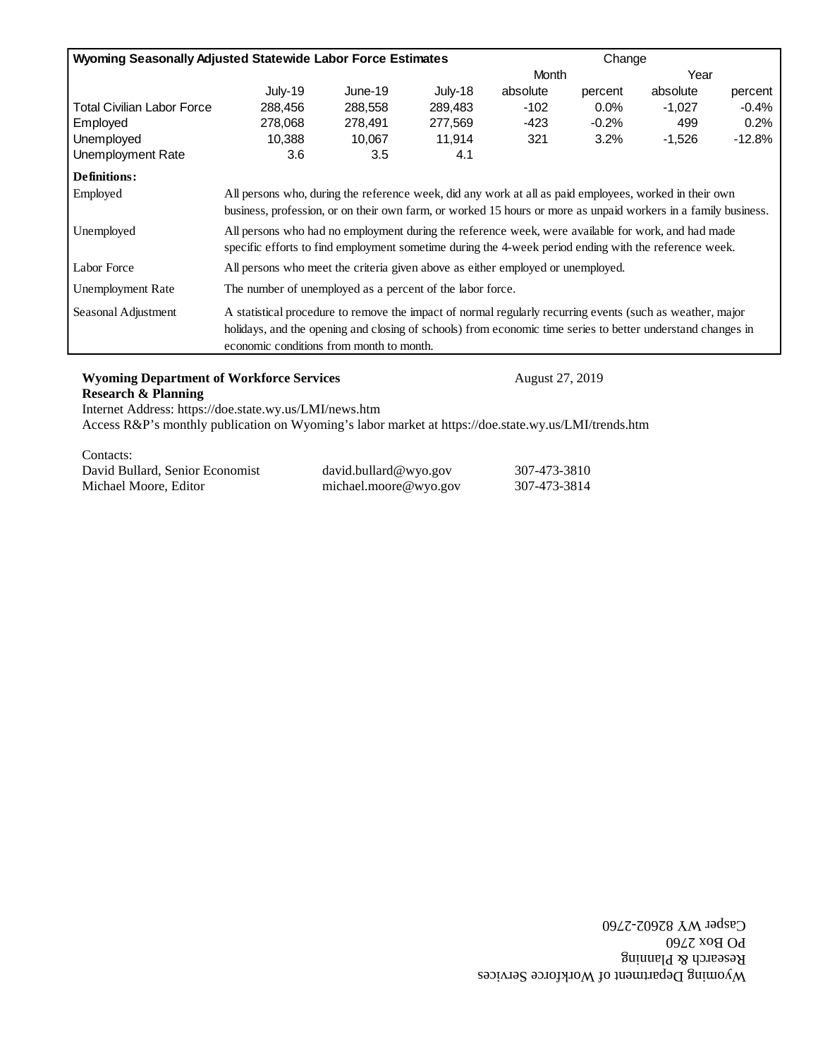| Wyoming Seasonally Adjusted Statewide Labor Force Estimates | | | | Change | | | |
|---|---|---|---|---|---|---|---|
| | | | | Month | | Year | |
| | July-19 | June-19 | July-18 | absolute | percent | absolute | percent |
| Total Civilian Labor Force | 288,456 | 288,558 | 289,483 | -102 | 0.0% | -1,027 | -0.4% |
| Employed | 278,068 | 278,491 | 277,569 | -423 | -0.2% | 499 | 0.2% |
| Unemployed | 10,388 | 10,067 | 11,914 | 321 | 3.2% | -1,526 | -12.8% |
| Unemployment Rate | 3.6 | 3.5 | 4.1 | | | | |

**Definitions:**

| | |
|---|---|
| Employed | All persons who, during the reference week, did any work at all as paid employees, worked in their own business, profession, or on their own farm, or worked 15 hours or more as unpaid workers in a family business. |
| Unemployed | All persons who had no employment during the reference week, were available for work, and had made specific efforts to find employment sometime during the 4-week period ending with the reference week. |
| Labor Force | All persons who meet the criteria given above as either employed or unemployed. |
| Unemployment Rate | The number of unemployed as a percent of the labor force. |
| Seasonal Adjustment | A statistical procedure to remove the impact of normal regularly recurring events (such as weather, major holidays, and the opening and closing of schools) from economic time series to better understand changes in economic conditions from month to month. |

**Wyoming Department of Workforce Services**
**Research & Planning**

August 27, 2019

Internet Address: https://doe.state.wy.us/LMI/news.htm
Access R&P's monthly publication on Wyoming's labor market at https://doe.state.wy.us/LMI/trends.htm

Contacts:

| | | |
|---|---|---|
| David Bullard, Senior Economist | david.bullard@wyo.gov | 307-473-3810 |
| Michael Moore, Editor | michael.moore@wyo.gov | 307-473-3814 |

Wyoming Department of Workforce Services
Research & Planning
PO Box 2760
Casper WY 82602-2760